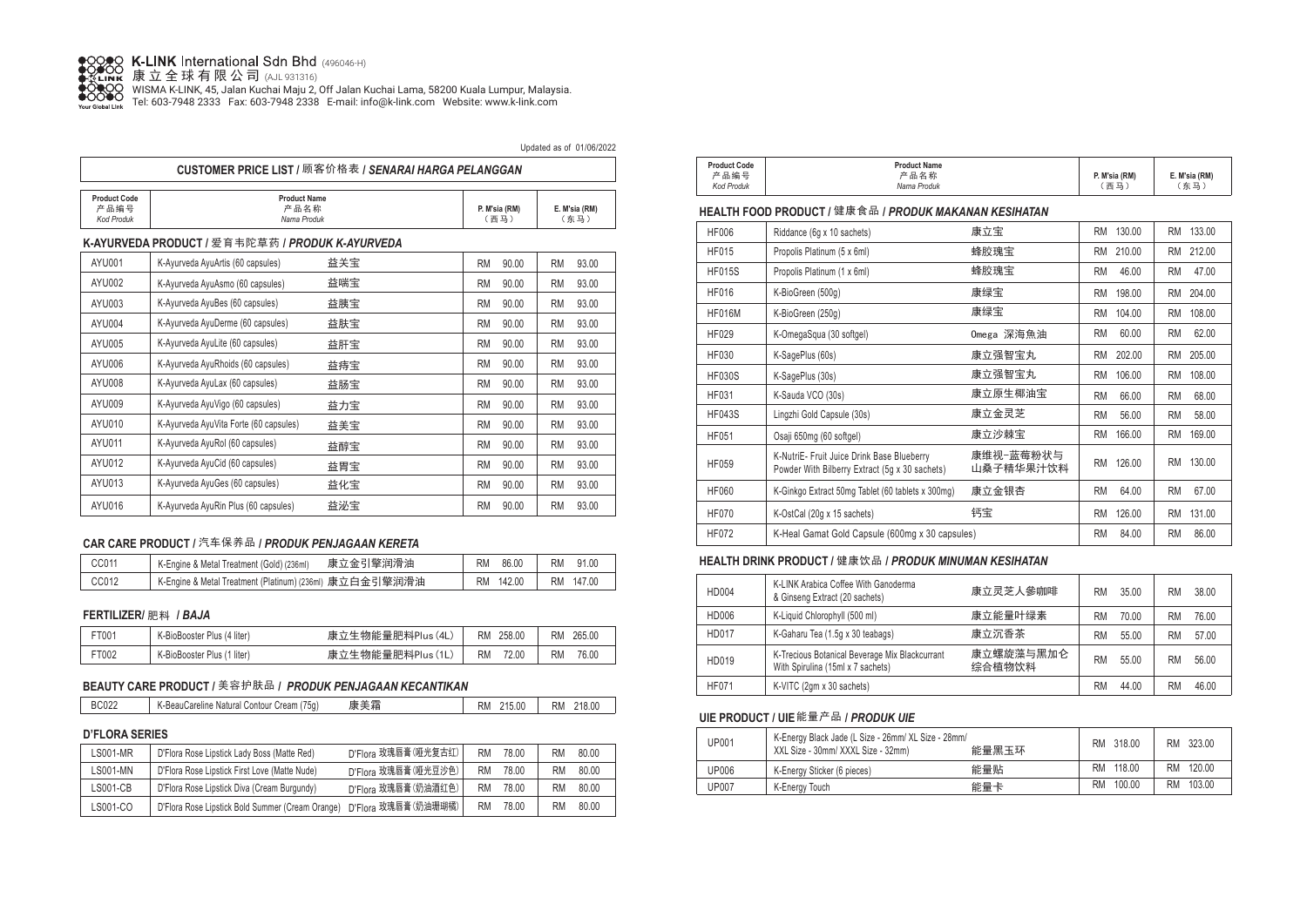**K-LINK** International Sdn Bhd (496046-H)
康立全球有限公司 (AJL 931316)
WISMA K-LINK, 45, Jalan Kuchai Maju 2, Off Jalan Kuchai Lama, 58200 Kuala Lumpur, Malaysia.
Tel: 603-7948 2333 Fax: 603-7948 2338 E-mail: info@k-link.com Website: www.k-link.com

Updated as of 01/06/2022

# CUSTOMER PRICE LIST / 顾客价格表 / *SENARAI HARGA PELANGGAN*

| Product Code 产品编号 *Kod Produk* | Product Name 产品名称 *Nama Produk* | | P. M'sia (RM) （西马） | E. M'sia (RM) （东马） |
|---|---|---|---|---|

## K-AYURVEDA PRODUCT / 爱育韦陀草药 / *PRODUK K-AYURVEDA*

| Product Code | Product Name | | P. M'sia (RM) | E. M'sia (RM) |
|---|---|---|---|---|
| AYU001 | K-Ayurveda AyuArtis (60 capsules) | 益关宝 | RM 90.00 | RM 93.00 |
| AYU002 | K-Ayurveda AyuAsmo (60 capsules) | 益喘宝 | RM 90.00 | RM 93.00 |
| AYU003 | K-Ayurveda AyuBes (60 capsules) | 益胰宝 | RM 90.00 | RM 93.00 |
| AYU004 | K-Ayurveda AyuDerme (60 capsules) | 益肤宝 | RM 90.00 | RM 93.00 |
| AYU005 | K-Ayurveda AyuLite (60 capsules) | 益肝宝 | RM 90.00 | RM 93.00 |
| AYU006 | K-Ayurveda AyuRhoids (60 capsules) | 益痔宝 | RM 90.00 | RM 93.00 |
| AYU008 | K-Ayurveda AyuLax (60 capsules) | 益肠宝 | RM 90.00 | RM 93.00 |
| AYU009 | K-Ayurveda AyuVigo (60 capsules) | 益力宝 | RM 90.00 | RM 93.00 |
| AYU010 | K-Ayurveda AyuVita Forte (60 capsules) | 益美宝 | RM 90.00 | RM 93.00 |
| AYU011 | K-Ayurveda AyuRol (60 capsules) | 益醇宝 | RM 90.00 | RM 93.00 |
| AYU012 | K-Ayurveda AyuCid (60 capsules) | 益胃宝 | RM 90.00 | RM 93.00 |
| AYU013 | K-Ayurveda AyuGes (60 capsules) | 益化宝 | RM 90.00 | RM 93.00 |
| AYU016 | K-Ayurveda AyuRin Plus (60 capsules) | 益泌宝 | RM 90.00 | RM 93.00 |

## CAR CARE PRODUCT / 汽车保养品 / *PRODUK PENJAGAAN KERETA*

| Product Code | Product Name | | P. M'sia (RM) | E. M'sia (RM) |
|---|---|---|---|---|
| CC011 | K-Engine & Metal Treatment (Gold) (236ml) | 康立金引擎润滑油 | RM 86.00 | RM 91.00 |
| CC012 | K-Engine & Metal Treatment (Platinum) (236ml) | 康立白金引擎润滑油 | RM 142.00 | RM 147.00 |

## FERTILIZER/ 肥料 / *BAJA*

| Product Code | Product Name | | P. M'sia (RM) | E. M'sia (RM) |
|---|---|---|---|---|
| FT001 | K-BioBooster Plus (4 liter) | 康立生物能量肥料Plus (4L) | RM 258.00 | RM 265.00 |
| FT002 | K-BioBooster Plus (1 liter) | 康立生物能量肥料Plus (1L) | RM 72.00 | RM 76.00 |

## BEAUTY CARE PRODUCT / 美容护肤品 / *PRODUK PENJAGAAN KECANTIKAN*

| Product Code | Product Name | | P. M'sia (RM) | E. M'sia (RM) |
|---|---|---|---|---|
| BC022 | K-BeauCareline Natural Contour Cream (75g) | 康美霜 | RM 215.00 | RM 218.00 |

## D'FLORA SERIES

| Product Code | Product Name | | P. M'sia (RM) | E. M'sia (RM) |
|---|---|---|---|---|
| LS001-MR | D'Flora Rose Lipstick Lady Boss (Matte Red) | D'Flora 玫瑰唇膏(哑光复古红) | RM 78.00 | RM 80.00 |
| LS001-MN | D'Flora Rose Lipstick First Love (Matte Nude) | D'Flora 玫瑰唇膏(哑光豆沙色) | RM 78.00 | RM 80.00 |
| LS001-CB | D'Flora Rose Lipstick Diva (Cream Burgundy) | D'Flora 玫瑰唇膏(奶油酒红色) | RM 78.00 | RM 80.00 |
| LS001-CO | D'Flora Rose Lipstick Bold Summer (Cream Orange) | D'Flora 玫瑰唇膏(奶油珊瑚橘) | RM 78.00 | RM 80.00 |

## HEALTH FOOD PRODUCT / 健康食品 / *PRODUK MAKANAN KESIHATAN*

| Product Code 产品编号 *Kod Produk* | Product Name 产品名称 *Nama Produk* | | P. M'sia (RM) （西马） | E. M'sia (RM) （东马） |
|---|---|---|---|---|
| HF006 | Riddance (6g x 10 sachets) | 康立宝 | RM 130.00 | RM 133.00 |
| HF015 | Propolis Platinum (5 x 6ml) | 蜂胶瑰宝 | RM 210.00 | RM 212.00 |
| HF015S | Propolis Platinum (1 x 6ml) | 蜂胶瑰宝 | RM 46.00 | RM 47.00 |
| HF016 | K-BioGreen (500g) | 康绿宝 | RM 198.00 | RM 204.00 |
| HF016M | K-BioGreen (250g) | 康绿宝 | RM 104.00 | RM 108.00 |
| HF029 | K-OmegaSqua (30 softgel) | Omega 深海魚油 | RM 60.00 | RM 62.00 |
| HF030 | K-SagePlus (60s) | 康立强智宝丸 | RM 202.00 | RM 205.00 |
| HF030S | K-SagePlus (30s) | 康立强智宝丸 | RM 106.00 | RM 108.00 |
| HF031 | K-Sauda VCO (30s) | 康立原生椰油宝 | RM 66.00 | RM 68.00 |
| HF043S | Lingzhi Gold Capsule (30s) | 康立金灵芝 | RM 56.00 | RM 58.00 |
| HF051 | Osaji 650mg (60 softgel) | 康立沙棘宝 | RM 166.00 | RM 169.00 |
| HF059 | K-NutriE- Fruit Juice Drink Base Blueberry Powder With Bilberry Extract (5g x 30 sachets) | 康维视-蓝莓粉状与山桑子精华果汁饮料 | RM 126.00 | RM 130.00 |
| HF060 | K-Ginkgo Extract 50mg Tablet (60 tablets x 300mg) | 康立金银杏 | RM 64.00 | RM 67.00 |
| HF070 | K-OstCal (20g x 15 sachets) | 钙宝 | RM 126.00 | RM 131.00 |
| HF072 | K-Heal Gamat Gold Capsule (600mg x 30 capsules) | | RM 84.00 | RM 86.00 |

## HEALTH DRINK PRODUCT / 健康饮品 / *PRODUK MINUMAN KESIHATAN*

| Product Code | Product Name | | P. M'sia (RM) | E. M'sia (RM) |
|---|---|---|---|---|
| HD004 | K-LINK Arabica Coffee With Ganoderma & Ginseng Extract (20 sachets) | 康立灵芝人参咖啡 | RM 35.00 | RM 38.00 |
| HD006 | K-Liquid Chlorophyll (500 ml) | 康立能量叶绿素 | RM 70.00 | RM 76.00 |
| HD017 | K-Gaharu Tea (1.5g x 30 teabags) | 康立沉香茶 | RM 55.00 | RM 57.00 |
| HD019 | K-Trecious Botanical Beverage Mix Blackcurrant With Spirulina (15ml x 7 sachets) | 康立螺旋藻与黑加仑综合植物饮料 | RM 55.00 | RM 56.00 |
| HF071 | K-VITC (2gm x 30 sachets) | | RM 44.00 | RM 46.00 |

## UIE PRODUCT / UIE能量产品 / *PRODUK UIE*

| Product Code | Product Name | | P. M'sia (RM) | E. M'sia (RM) |
|---|---|---|---|---|
| UP001 | K-Energy Black Jade (L Size - 26mm/ XL Size - 28mm/ XXL Size - 30mm/ XXXL Size - 32mm) | 能量黑玉环 | RM 318.00 | RM 323.00 |
| UP006 | K-Energy Sticker (6 pieces) | 能量贴 | RM 118.00 | RM 120.00 |
| UP007 | K-Energy Touch | 能量卡 | RM 100.00 | RM 103.00 |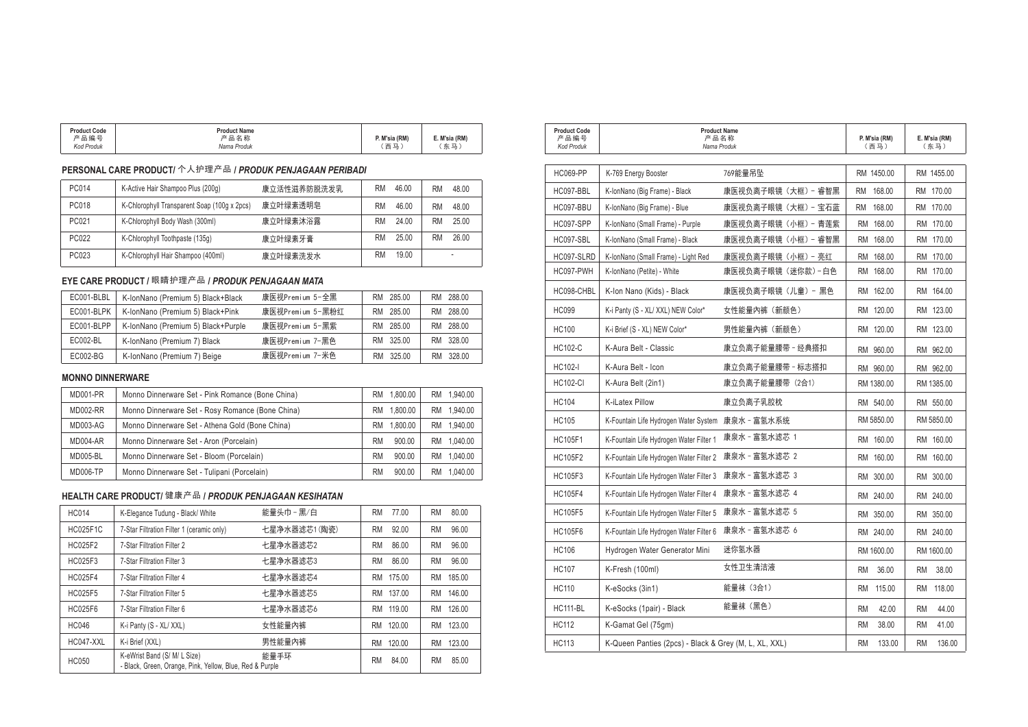| Product Code 产品编号 *Kod Produk* | Product Name 产品名称 *Nama Produk* | | P. M'sia (RM) （西马） | E. M'sia (RM) （东马） |
|---|---|---|---|---|

## PERSONAL CARE PRODUCT/ 个人护理产品 / *PRODUK PENJAGAAN PERIBADI*

| | | | | |
|---|---|---|---|---|
| PC014 | K-Active Hair Shampoo Plus (200g) | 康立活性滋养防脱洗发乳 | RM 46.00 | RM 48.00 |
| PC018 | K-Chlorophyll Transparent Soap (100g x 2pcs) | 康立叶绿素透明皂 | RM 46.00 | RM 48.00 |
| PC021 | K-Chlorophyll Body Wash (300ml) | 康立叶绿素沐浴露 | RM 24.00 | RM 25.00 |
| PC022 | K-Chlorophyll Toothpaste (135g) | 康立叶绿素牙膏 | RM 25.00 | RM 26.00 |
| PC023 | K-Chlorophyll Hair Shampoo (400ml) | 康立叶绿素洗发水 | RM 19.00 | - |

## EYE CARE PRODUCT / 眼睛护理产品 / *PRODUK PENJAGAAN MATA*

| | | | | |
|---|---|---|---|---|
| EC001-BLBL | K-IonNano (Premium 5) Black+Black | 康医视Premium 5-全黑 | RM 285.00 | RM 288.00 |
| EC001-BLPK | K-IonNano (Premium 5) Black+Pink | 康医视Premium 5-黑粉红 | RM 285.00 | RM 288.00 |
| EC001-BLPP | K-IonNano (Premium 5) Black+Purple | 康医视Premium 5-黑紫 | RM 285.00 | RM 288.00 |
| EC002-BL | K-IonNano (Premium 7) Black | 康医视Premium 7-黑色 | RM 325.00 | RM 328.00 |
| EC002-BG | K-IonNano (Premium 7) Beige | 康医视Premium 7-米色 | RM 325.00 | RM 328.00 |

## MONNO DINNERWARE

| | | | |
|---|---|---|---|
| MD001-PR | Monno Dinnerware Set - Pink Romance (Bone China) | RM 1,800.00 | RM 1,940.00 |
| MD002-RR | Monno Dinnerware Set - Rosy Romance (Bone China) | RM 1,800.00 | RM 1,940.00 |
| MD003-AG | Monno Dinnerware Set - Athena Gold (Bone China) | RM 1,800.00 | RM 1,940.00 |
| MD004-AR | Monno Dinnerware Set - Aron (Porcelain) | RM 900.00 | RM 1,040.00 |
| MD005-BL | Monno Dinnerware Set - Bloom (Porcelain) | RM 900.00 | RM 1,040.00 |
| MD006-TP | Monno Dinnerware Set - Tulipani (Porcelain) | RM 900.00 | RM 1,040.00 |

## HEALTH CARE PRODUCT/ 健康产品 / *PRODUK PENJAGAAN KESIHATAN*

| | | | | |
|---|---|---|---|---|
| HC014 | K-Elegance Tudung - Black/ White | 能量头巾 - 黑/白 | RM 77.00 | RM 80.00 |
| HC025F1C | 7-Star Filtration Filter 1 (ceramic only) | 七星净水器滤芯1(陶瓷) | RM 92.00 | RM 96.00 |
| HC025F2 | 7-Star Filtration Filter 2 | 七星净水器滤芯2 | RM 86.00 | RM 96.00 |
| HC025F3 | 7-Star Filtration Filter 3 | 七星净水器滤芯3 | RM 86.00 | RM 96.00 |
| HC025F4 | 7-Star Filtration Filter 4 | 七星净水器滤芯4 | RM 175.00 | RM 185.00 |
| HC025F5 | 7-Star Filtration Filter 5 | 七星净水器滤芯5 | RM 137.00 | RM 146.00 |
| HC025F6 | 7-Star Filtration Filter 6 | 七星净水器滤芯6 | RM 119.00 | RM 126.00 |
| HC046 | K-i Panty (S - XL/ XXL) | 女性能量内裤 | RM 120.00 | RM 123.00 |
| HC047-XXL | K-i Brief (XXL) | 男性能量内裤 | RM 120.00 | RM 123.00 |
| HC050 | K-eWrist Band (S/ M/ L Size) - Black, Green, Orange, Pink, Yellow, Blue, Red & Purple | 能量手环 | RM 84.00 | RM 85.00 |

| Product Code 产品编号 *Kod Produk* | Product Name 产品名称 *Nama Produk* | | P. M'sia (RM) （西马） | E. M'sia (RM) （东马） |
|---|---|---|---|---|
| HC069-PP | K-769 Energy Booster | 769能量吊坠 | RM 1450.00 | RM 1455.00 |
| HC097-BBL | K-IonNano (Big Frame) - Black | 康医视负离子眼镜（大框）- 睿智黑 | RM 168.00 | RM 170.00 |
| HC097-BBU | K-IonNano (Big Frame) - Blue | 康医视负离子眼镜（大框）- 宝石蓝 | RM 168.00 | RM 170.00 |
| HC097-SPP | K-IonNano (Small Frame) - Purple | 康医视负离子眼镜（小框）- 青莲紫 | RM 168.00 | RM 170.00 |
| HC097-SBL | K-IonNano (Small Frame) - Black | 康医视负离子眼镜（小框）- 睿智黑 | RM 168.00 | RM 170.00 |
| HC097-SLRD | K-IonNano (Small Frame) - Light Red | 康医视负离子眼镜（小框）- 亮红 | RM 168.00 | RM 170.00 |
| HC097-PWH | K-IonNano (Petite) - White | 康医视负离子眼镜（迷你款）- 白色 | RM 168.00 | RM 170.00 |
| HC098-CHBL | K-Ion Nano (Kids) - Black | 康医视负离子眼镜（儿童）- 黑色 | RM 162.00 | RM 164.00 |
| HC099 | K-i Panty (S - XL/ XXL) NEW Color* | 女性能量内裤（新颜色） | RM 120.00 | RM 123.00 |
| HC100 | K-i Brief (S - XL) NEW Color* | 男性能量内裤（新颜色） | RM 120.00 | RM 123.00 |
| HC102-C | K-Aura Belt - Classic | 康立负离子能量腰带 - 经典搭扣 | RM 960.00 | RM 962.00 |
| HC102-I | K-Aura Belt - Icon | 康立负离子能量腰带 - 标志搭扣 | RM 960.00 | RM 962.00 |
| HC102-CI | K-Aura Belt (2in1) | 康立负离子能量腰带（2合1） | RM 1380.00 | RM 1385.00 |
| HC104 | K-iLatex Pillow | 康立负离子乳胶枕 | RM 540.00 | RM 550.00 |
| HC105 | K-Fountain Life Hydrogen Water System | 康泉水 - 富氢水系统 | RM 5850.00 | RM 5850.00 |
| HC105F1 | K-Fountain Life Hydrogen Water Filter 1 | 康泉水 - 富氢水滤芯 1 | RM 160.00 | RM 160.00 |
| HC105F2 | K-Fountain Life Hydrogen Water Filter 2 | 康泉水 - 富氢水滤芯 2 | RM 160.00 | RM 160.00 |
| HC105F3 | K-Fountain Life Hydrogen Water Filter 3 | 康泉水 - 富氢水滤芯 3 | RM 300.00 | RM 300.00 |
| HC105F4 | K-Fountain Life Hydrogen Water Filter 4 | 康泉水 - 富氢水滤芯 4 | RM 240.00 | RM 240.00 |
| HC105F5 | K-Fountain Life Hydrogen Water Filter 5 | 康泉水 - 富氢水滤芯 5 | RM 350.00 | RM 350.00 |
| HC105F6 | K-Fountain Life Hydrogen Water Filter 6 | 康泉水 - 富氢水滤芯 6 | RM 240.00 | RM 240.00 |
| HC106 | Hydrogen Water Generator Mini | 迷你氢水器 | RM 1600.00 | RM 1600.00 |
| HC107 | K-Fresh (100ml) | 女性卫生清洁液 | RM 36.00 | RM 38.00 |
| HC110 | K-eSocks (3in1) | 能量袜（3合1） | RM 115.00 | RM 118.00 |
| HC111-BL | K-eSocks (1pair) - Black | 能量袜（黑色） | RM 42.00 | RM 44.00 |
| HC112 | K-Gamat Gel (75gm) | | RM 38.00 | RM 41.00 |
| HC113 | K-Queen Panties (2pcs) - Black & Grey (M, L, XL, XXL) | | RM 133.00 | RM 136.00 |